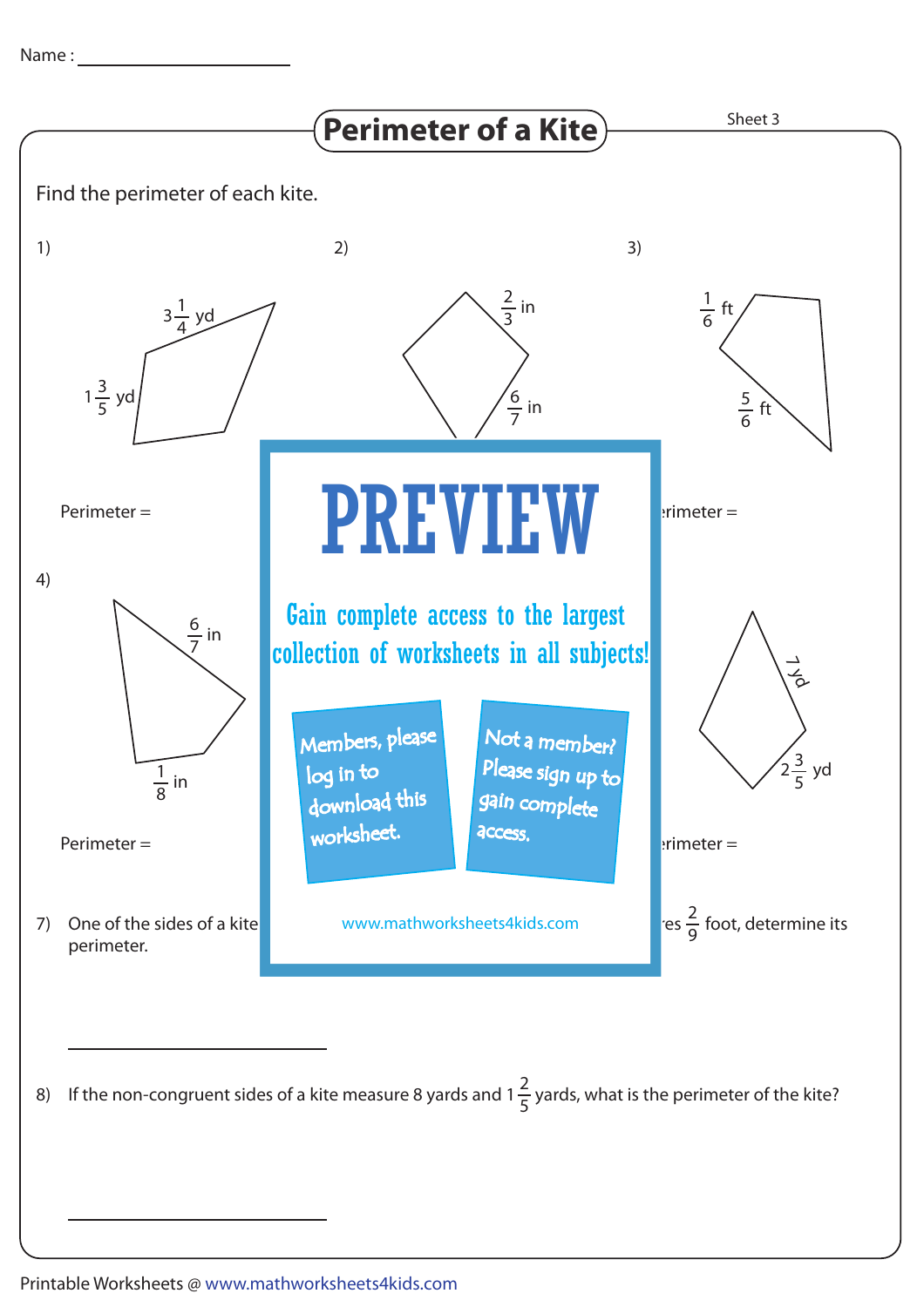Name : ____________________

# Perimeter of a Kite

Sheet 3

Find the perimeter of each kite.

1) $3\frac{1}{4}$ yd, $1\frac{3}{5}$ yd

Perimeter =

2) $\frac{2}{3}$ in, $\frac{6}{7}$ in

3) $\frac{1}{6}$ ft, $\frac{5}{6}$ ft

Perimeter =

4) $\frac{6}{7}$ in, $\frac{1}{8}$ in

Perimeter =

7 yd, $2\frac{3}{5}$ yd

Perimeter =

**PREVIEW**

Gain complete access to the largest collection of worksheets in all subjects!

Members, please log in to download this worksheet.

Not a member? Please sign up to gain complete access.

www.mathworksheets4kids.com

7) One of the sides of a kite ... es $\frac{2}{9}$ foot, determine its perimeter.

____________________

8) If the non-congruent sides of a kite measure 8 yards and $1\frac{2}{5}$ yards, what is the perimeter of the kite?

____________________

Printable Worksheets @ www.mathworksheets4kids.com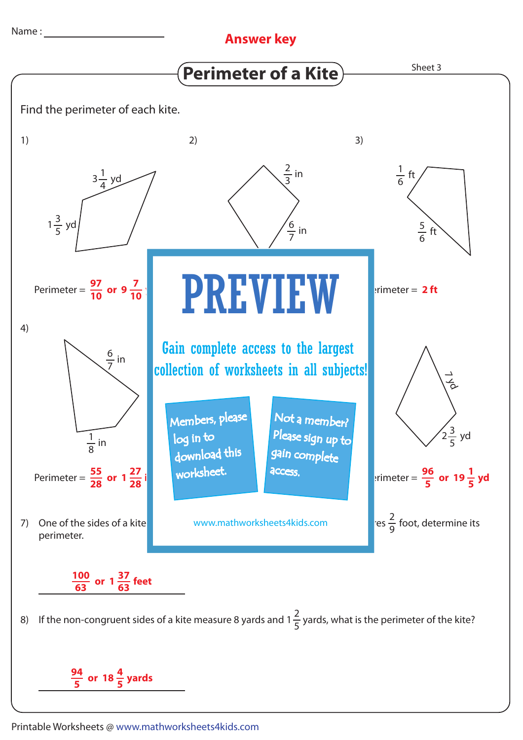Name : ____________________

**Answer key**

# Perimeter of a Kite

Sheet 3

Find the perimeter of each kite.

1)

$3\frac{1}{4}$ yd

$1\frac{3}{5}$ yd

Perimeter = $\frac{97}{10}$ or $9\frac{7}{10}$

2)

$\frac{2}{3}$ in

$\frac{6}{7}$ in

3)

$\frac{1}{6}$ ft

$\frac{5}{6}$ ft

Perimeter = 2 ft

4)

$\frac{6}{7}$ in

$\frac{1}{8}$ in

Perimeter = $\frac{55}{28}$ or $1\frac{27}{28}$

6)

7 yd

$2\frac{3}{5}$ yd

Perimeter = $\frac{96}{5}$ or $19\frac{1}{5}$ yd

PREVIEW

Gain complete access to the largest collection of worksheets in all subjects!

Members, please log in to download this worksheet.

Not a member? Please sign up to gain complete access.

www.mathworksheets4kids.com

7) One of the sides of a kite ... es $\frac{2}{9}$ foot, determine its perimeter.

$\frac{100}{63}$ or $1\frac{37}{63}$ feet

8) If the non-congruent sides of a kite measure 8 yards and $1\frac{2}{5}$ yards, what is the perimeter of the kite?

$\frac{94}{5}$ or $18\frac{4}{5}$ yards

Printable Worksheets @ www.mathworksheets4kids.com